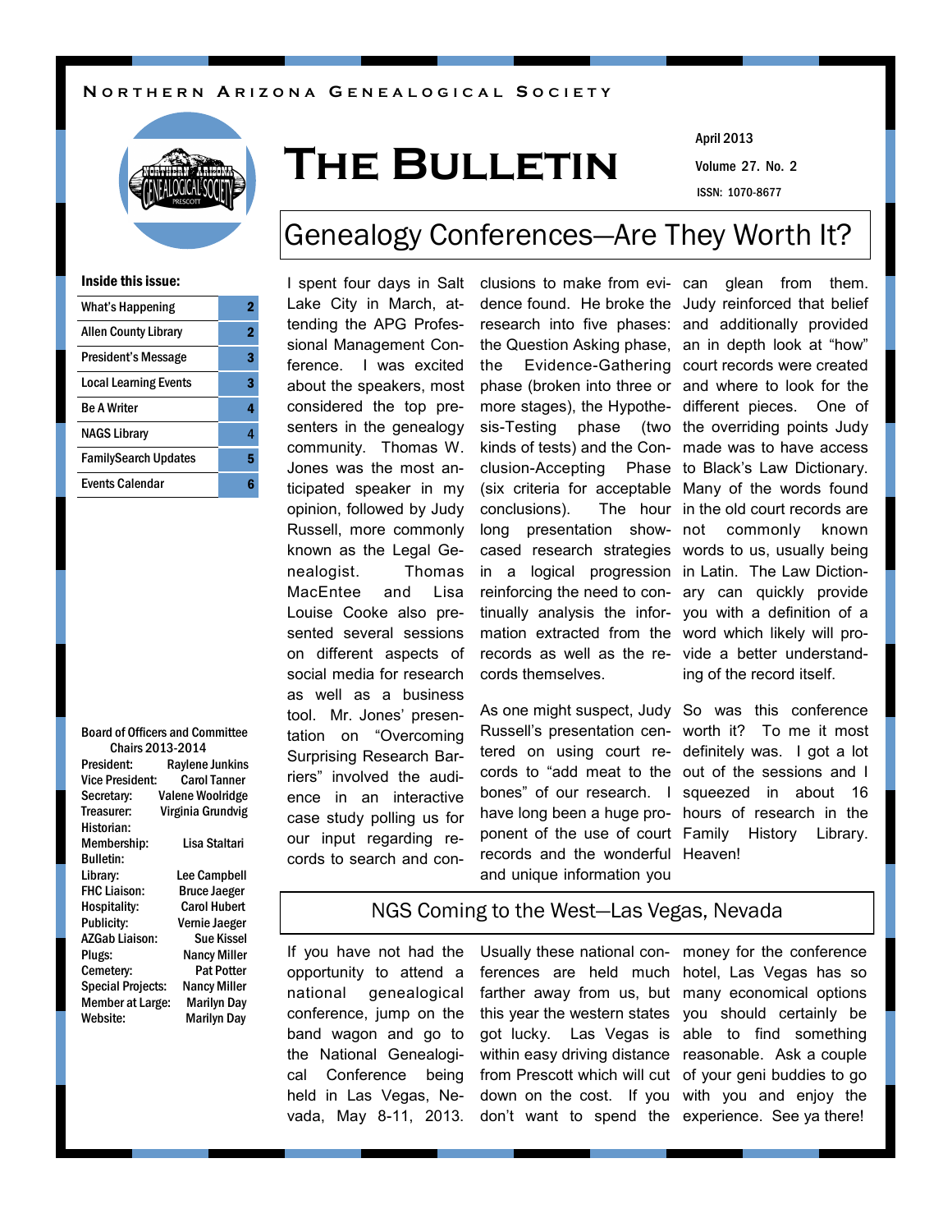Northern Arizona Genealogical Society

# The Bulletin

April 2013

Volume 27. No. 2

ISSN: 1070-8677

**Inside this issue:**

| | |
|---|---|
| What's Happening | 2 |
| Allen County Library | 2 |
| President's Message | 3 |
| Local Learning Events | 3 |
| Be A Writer | 4 |
| NAGS Library | 4 |
| FamilySearch Updates | 5 |
| Events Calendar | 6 |

**Board of Officers and Committee Chairs 2013-2014**

| | |
|---|---|
| President: | Raylene Junkins |
| Vice President: | Carol Tanner |
| Secretary: | Valene Woolridge |
| Treasurer: | Virginia Grundvig |
| Historian: | |
| Membership: | Lisa Staltari |
| Bulletin: | |
| Library: | Lee Campbell |
| FHC Liaison: | Bruce Jaeger |
| Hospitality: | Carol Hubert |
| Publicity: | Vernie Jaeger |
| AZGab Liaison: | Sue Kissel |
| Plugs: | Nancy Miller |
| Cemetery: | Pat Potter |
| Special Projects: | Nancy Miller |
| Member at Large: | Marilyn Day |
| Website: | Marilyn Day |

## Genealogy Conferences—Are They Worth It?

I spent four days in Salt Lake City in March, attending the APG Professional Management Conference. I was excited about the speakers, most considered the top presenters in the genealogy community. Thomas W. Jones was the most anticipated speaker in my opinion, followed by Judy Russell, more commonly known as the Legal Genealogist. Thomas MacEntee and Lisa Louise Cooke also presented several sessions on different aspects of social media for research as well as a business tool. Mr. Jones' presentation on "Overcoming Surprising Research Barriers" involved the audience in an interactive case study polling us for our input regarding records to search and conclusions to make from evidence found. He broke the research into five phases: the Question Asking phase, the Evidence-Gathering phase (broken into three or more stages), the Hypothesis-Testing phase (two kinds of tests) and the Conclusion-Accepting Phase (six criteria for acceptable conclusions). The hour long presentation showcased research strategies in a logical progression reinforcing the need to continually analysis the information extracted from the records as well as the records themselves.

As one might suspect, Judy Russell's presentation centered on using court records to "add meat to the bones" of our research. I have long been a huge proponent of the use of court records and the wonderful and unique information you can glean from them. Judy reinforced that belief and additionally provided an in depth look at "how" court records were created and where to look for the different pieces. One of the overriding points Judy made was to have access to Black's Law Dictionary. Many of the words found in the old court records are not commonly known words to us, usually being in Latin. The Law Dictionary can quickly provide you with a definition of a word which likely will provide a better understanding of the record itself.

So was this conference worth it? To me it most definitely was. I got a lot out of the sessions and I squeezed in about 16 hours of research in the Family History Library. Heaven!

## NGS Coming to the West—Las Vegas, Nevada

If you have not had the opportunity to attend a national genealogical conference, jump on the band wagon and go to the National Genealogical Conference being held in Las Vegas, Nevada, May 8-11, 2013. Usually these national conferences are held much farther away from us, but this year the western states got lucky. Las Vegas is within easy driving distance from Prescott which will cut down on the cost. If you don't want to spend the money for the conference hotel, Las Vegas has so many economical options you should certainly be able to find something reasonable. Ask a couple of your geni buddies to go with you and enjoy the experience. See ya there!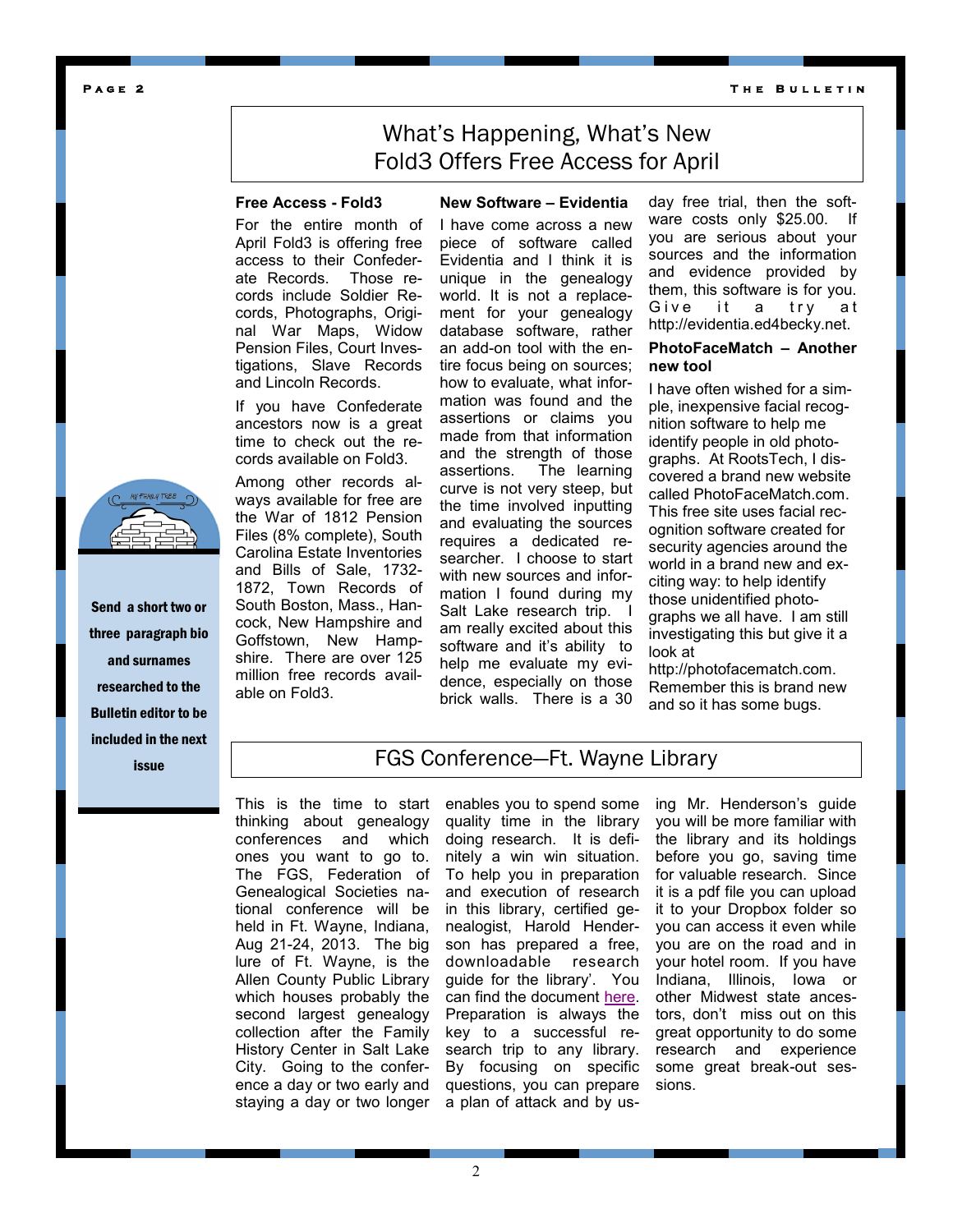## What's Happening, What's New
## Fold3 Offers Free Access for April

### Free Access - Fold3

For the entire month of April Fold3 is offering free access to their Confederate Records. Those records include Soldier Records, Photographs, Original War Maps, Widow Pension Files, Court Investigations, Slave Records and Lincoln Records.

If you have Confederate ancestors now is a great time to check out the records available on Fold3.

Among other records always available for free are the War of 1812 Pension Files (8% complete), South Carolina Estate Inventories and Bills of Sale, 1732-1872, Town Records of South Boston, Mass., Hancock, New Hampshire and Goffstown, New Hampshire. There are over 125 million free records available on Fold3.

### New Software – Evidentia

I have come across a new piece of software called Evidentia and I think it is unique in the genealogy world. It is not a replacement for your genealogy database software, rather an add-on tool with the entire focus being on sources; how to evaluate, what information was found and the assertions or claims you made from that information and the strength of those assertions. The learning curve is not very steep, but the time involved inputting and evaluating the sources requires a dedicated researcher. I choose to start with new sources and information I found during my Salt Lake research trip. I am really excited about this software and it's ability to help me evaluate my evidence, especially on those brick walls. There is a 30 day free trial, then the software costs only $25.00. If you are serious about your sources and the information and evidence provided by them, this software is for you. Give it a try at http://evidentia.ed4becky.net.

### PhotoFaceMatch – Another new tool

I have often wished for a simple, inexpensive facial recognition software to help me identify people in old photographs. At RootsTech, I discovered a brand new website called PhotoFaceMatch.com. This free site uses facial recognition software created for security agencies around the world in a brand new and exciting way: to help identify those unidentified photographs we all have. I am still investigating this but give it a look at http://photofacematch.com. Remember this is brand new and so it has some bugs.

**Send a short two or three paragraph bio and surnames researched to the Bulletin editor to be included in the next issue**

## FGS Conference—Ft. Wayne Library

This is the time to start thinking about genealogy conferences and which ones you want to go to. The FGS, Federation of Genealogical Societies national conference will be held in Ft. Wayne, Indiana, Aug 21-24, 2013. The big lure of Ft. Wayne, is the Allen County Public Library which houses probably the second largest genealogy collection after the Family History Center in Salt Lake City. Going to the conference a day or two early and staying a day or two longer enables you to spend some quality time in the library doing research. It is definitely a win win situation. To help you in preparation and execution of research in this library, certified genealogist, Harold Henderson has prepared a free, downloadable research guide for the library'. You can find the document here. Preparation is always the key to a successful research trip to any library. By focusing on specific questions, you can prepare a plan of attack and by using Mr. Henderson's guide you will be more familiar with the library and its holdings before you go, saving time for valuable research. Since it is a pdf file you can upload it to your Dropbox folder so you can access it even while you are on the road and in your hotel room. If you have Indiana, Illinois, Iowa or other Midwest state ancestors, don't miss out on this great opportunity to do some research and experience some great break-out sessions.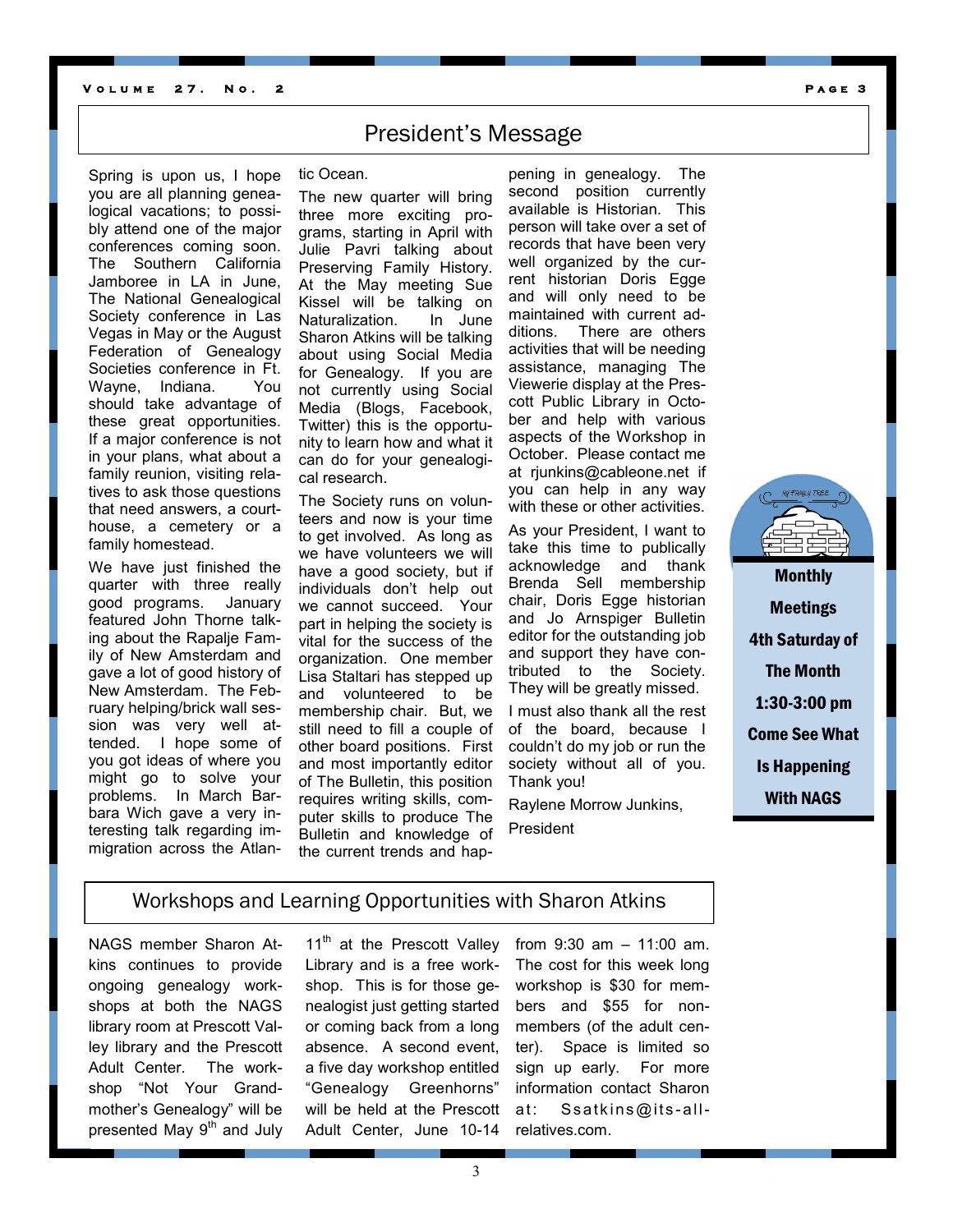## President's Message

Spring is upon us, I hope you are all planning genealogical vacations; to possibly attend one of the major conferences coming soon. The Southern California Jamboree in LA in June, The National Genealogical Society conference in Las Vegas in May or the August Federation of Genealogy Societies conference in Ft. Wayne, Indiana. You should take advantage of these great opportunities. If a major conference is not in your plans, what about a family reunion, visiting relatives to ask those questions that need answers, a courthouse, a cemetery or a family homestead.

We have just finished the quarter with three really good programs. January featured John Thorne talking about the Rapalje Family of New Amsterdam and gave a lot of good history of New Amsterdam. The February helping/brick wall session was very well attended. I hope some of you got ideas of where you might go to solve your problems. In March Barbara Wich gave a very interesting talk regarding immigration across the Atlantic Ocean.

The new quarter will bring three more exciting programs, starting in April with Julie Pavri talking about Preserving Family History. At the May meeting Sue Kissel will be talking on Naturalization. In June Sharon Atkins will be talking about using Social Media for Genealogy. If you are not currently using Social Media (Blogs, Facebook, Twitter) this is the opportunity to learn how and what it can do for your genealogical research.

The Society runs on volunteers and now is your time to get involved. As long as we have volunteers we will have a good society, but if individuals don't help out we cannot succeed. Your part in helping the society is vital for the success of the organization. One member Lisa Staltari has stepped up and volunteered to be membership chair. But, we still need to fill a couple of other board positions. First and most importantly editor of The Bulletin, this position requires writing skills, computer skills to produce The Bulletin and knowledge of the current trends and happening in genealogy. The second position currently available is Historian. This person will take over a set of records that have been very well organized by the current historian Doris Egge and will only need to be maintained with current additions. There are others activities that will be needing assistance, managing The Viewerie display at the Prescott Public Library in October and help with various aspects of the Workshop in October. Please contact me at rjunkins@cableone.net if you can help in any way with these or other activities.

As your President, I want to take this time to publically acknowledge and thank Brenda Sell membership chair, Doris Egge historian and Jo Arnspiger Bulletin editor for the outstanding job and support they have contributed to the Society. They will be greatly missed.

I must also thank all the rest of the board, because I couldn't do my job or run the society without all of you. Thank you!

Raylene Morrow Junkins,

President

**Monthly Meetings**
**4th Saturday of The Month**
**1:30-3:00 pm**
**Come See What Is Happening With NAGS**

## Workshops and Learning Opportunities with Sharon Atkins

NAGS member Sharon Atkins continues to provide ongoing genealogy workshops at both the NAGS library room at Prescott Valley library and the Prescott Adult Center. The workshop "Not Your Grandmother's Genealogy" will be presented May 9th and July 11th at the Prescott Valley Library and is a free workshop. This is for those genealogist just getting started or coming back from a long absence. A second event, a five day workshop entitled "Genealogy Greenhorns" will be held at the Prescott Adult Center, June 10-14 from 9:30 am – 11:00 am. The cost for this week long workshop is $30 for members and $55 for non-members (of the adult center). Space is limited so sign up early. For more information contact Sharon at: Ssatkins@its-all-relatives.com.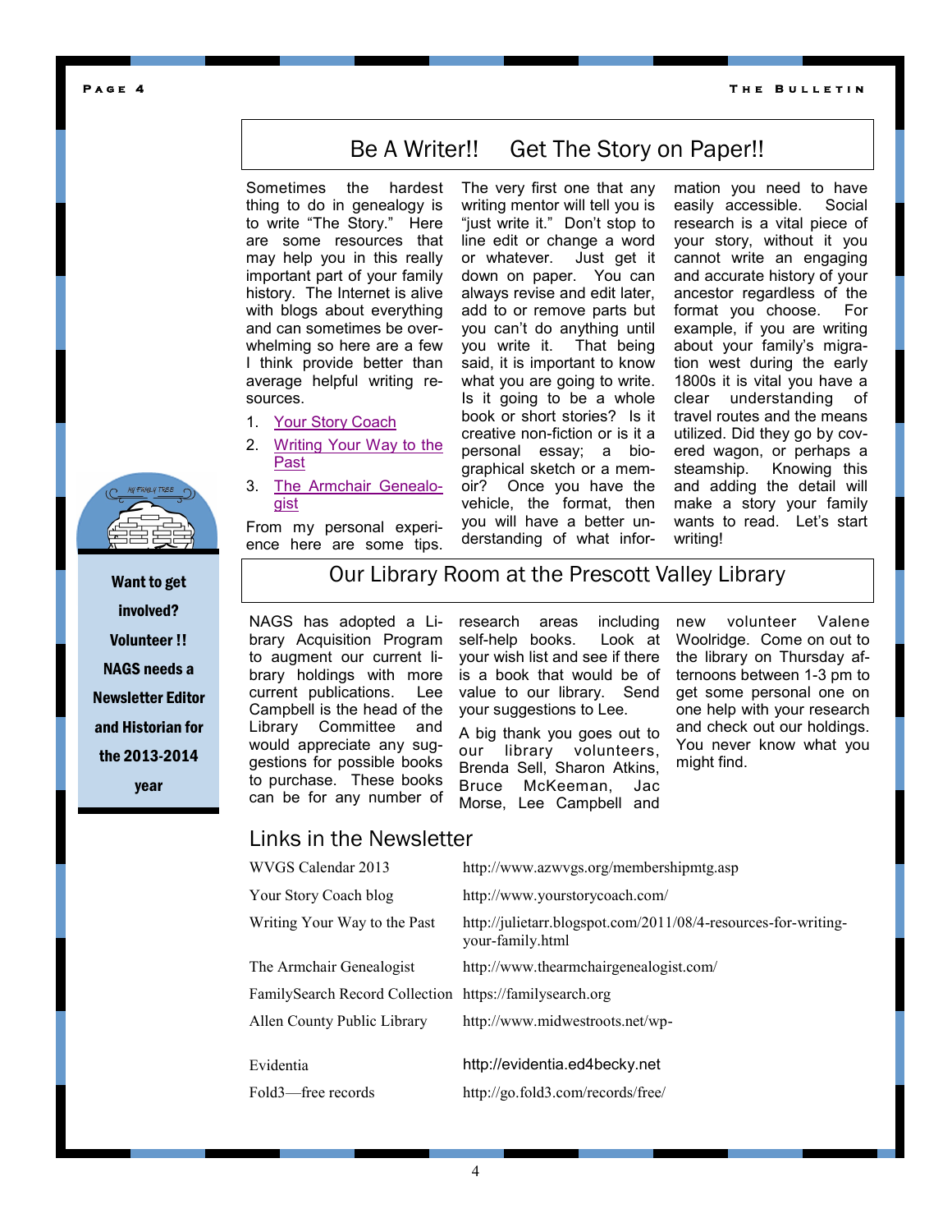## Be A Writer!! Get The Story on Paper!!

Sometimes the hardest thing to do in genealogy is to write "The Story." Here are some resources that may help you in this really important part of your family history. The Internet is alive with blogs about everything and can sometimes be overwhelming so here are a few I think provide better than average helpful writing resources.

1. Your Story Coach
2. Writing Your Way to the Past
3. The Armchair Genealogist

From my personal experience here are some tips. The very first one that any writing mentor will tell you is "just write it." Don't stop to line edit or change a word or whatever. Just get it down on paper. You can always revise and edit later, add to or remove parts but you can't do anything until you write it. That being said, it is important to know what you are going to write. Is it going to be a whole book or short stories? Is it creative non-fiction or is it a personal essay; a biographical sketch or a memoir? Once you have the vehicle, the format, then you will have a better understanding of what information you need to have easily accessible. Social research is a vital piece of your story, without it you cannot write an engaging and accurate history of your ancestor regardless of the format you choose. For example, if you are writing about your family's migration west during the early 1800s it is vital you have a clear understanding of travel routes and the means utilized. Did they go by covered wagon, or perhaps a steamship. Knowing this and adding the detail will make a story your family wants to read. Let's start writing!

**Want to get involved? Volunteer !! NAGS needs a Newsletter Editor and Historian for the 2013-2014 year**

## Our Library Room at the Prescott Valley Library

NAGS has adopted a Library Acquisition Program to augment our current library holdings with more current publications. Lee Campbell is the head of the Library Committee and would appreciate any suggestions for possible books to purchase. These books can be for any number of research areas including self-help books. Look at your wish list and see if there is a book that would be of value to our library. Send your suggestions to Lee.

A big thank you goes out to our library volunteers, Brenda Sell, Sharon Atkins, Bruce McKeeman, Jac Morse, Lee Campbell and new volunteer Valene Woolridge. Come on out to the library on Thursday afternoons between 1-3 pm to get some personal one on one help with your research and check out our holdings. You never know what you might find.

## Links in the Newsletter

| | |
|---|---|
| WVGS Calendar 2013 | http://www.azwvgs.org/membershipmtg.asp |
| Your Story Coach blog | http://www.yourstorycoach.com/ |
| Writing Your Way to the Past | http://julietarr.blogspot.com/2011/08/4-resources-for-writing-your-family.html |
| The Armchair Genealogist | http://www.thearmchairgenealogist.com/ |
| FamilySearch Record Collection | https://familysearch.org |
| Allen County Public Library | http://www.midwestroots.net/wp- |
| Evidentia | http://evidentia.ed4becky.net |
| Fold3—free records | http://go.fold3.com/records/free/ |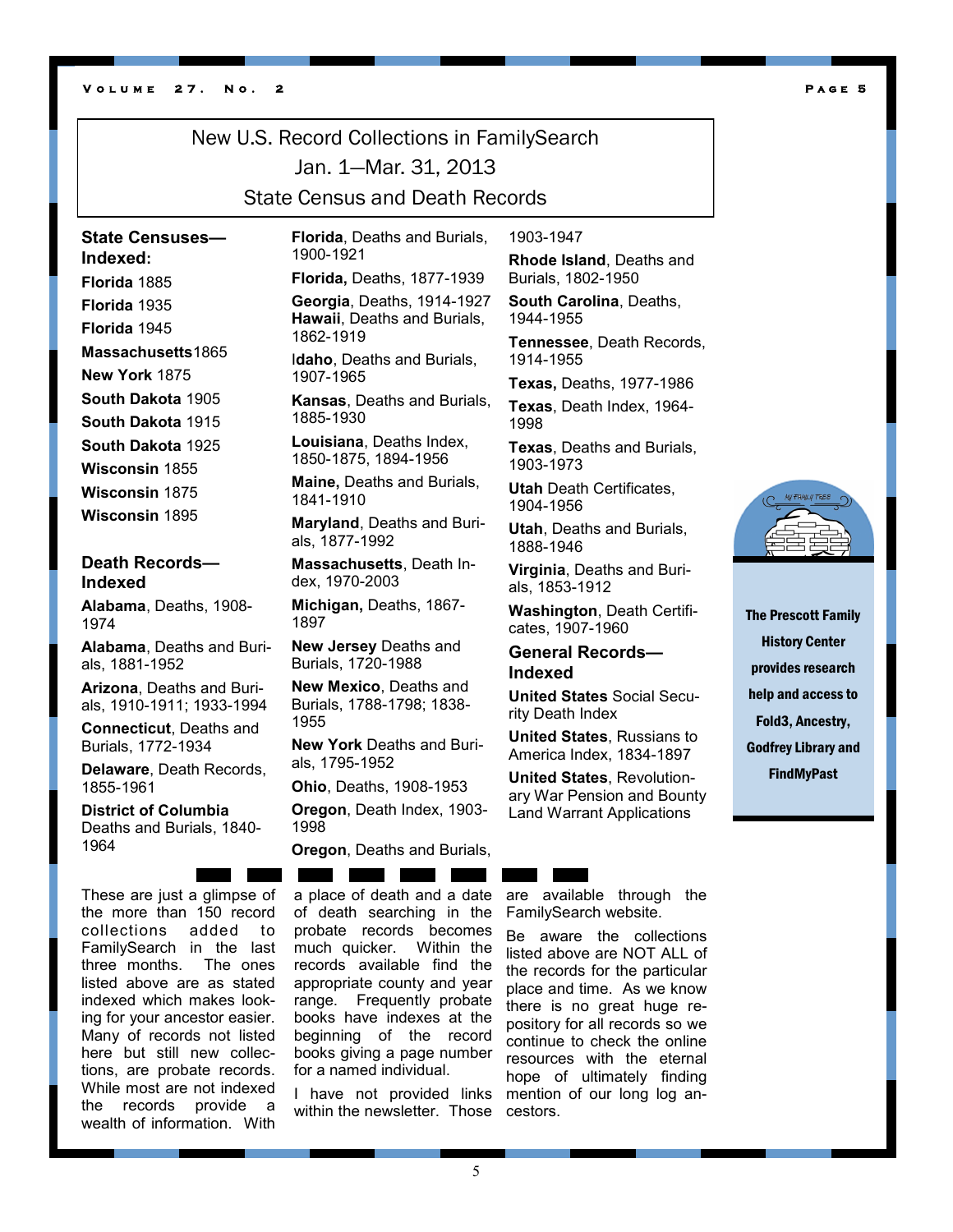# New U.S. Record Collections in FamilySearch
## Jan. 1—Mar. 31, 2013
## State Census and Death Records

### State Censuses—Indexed:

**Florida** 1885

**Florida** 1935

**Florida** 1945

**Massachusetts** 1865

**New York** 1875

**South Dakota** 1905

**South Dakota** 1915

**South Dakota** 1925

**Wisconsin** 1855

**Wisconsin** 1875

**Wisconsin** 1895

### Death Records—Indexed

**Alabama**, Deaths, 1908-1974

**Alabama**, Deaths and Burials, 1881-1952

**Arizona**, Deaths and Burials, 1910-1911; 1933-1994

**Connecticut**, Deaths and Burials, 1772-1934

**Delaware**, Death Records, 1855-1961

**District of Columbia** Deaths and Burials, 1840-1964

**Florida**, Deaths and Burials, 1900-1921

**Florida,** Deaths, 1877-1939

**Georgia**, Deaths, 1914-1927

**Hawaii**, Deaths and Burials, 1862-1919

I**daho**, Deaths and Burials, 1907-1965

**Kansas**, Deaths and Burials, 1885-1930

**Louisiana**, Deaths Index, 1850-1875, 1894-1956

**Maine,** Deaths and Burials, 1841-1910

**Maryland**, Deaths and Burials, 1877-1992

**Massachusetts**, Death Index, 1970-2003

**Michigan,** Deaths, 1867-1897

**New Jersey** Deaths and Burials, 1720-1988

**New Mexico**, Deaths and Burials, 1788-1798; 1838-1955

**New York** Deaths and Burials, 1795-1952

**Ohio**, Deaths, 1908-1953

**Oregon**, Death Index, 1903-1998

**Oregon**, Deaths and Burials, 1903-1947

**Rhode Island**, Deaths and Burials, 1802-1950

**South Carolina**, Deaths, 1944-1955

**Tennessee**, Death Records, 1914-1955

**Texas,** Deaths, 1977-1986

**Texas**, Death Index, 1964-1998

**Texas**, Deaths and Burials, 1903-1973

**Utah** Death Certificates, 1904-1956

**Utah**, Deaths and Burials, 1888-1946

**Virginia**, Deaths and Burials, 1853-1912

**Washington**, Death Certificates, 1907-1960

### General Records—Indexed

**United States** Social Security Death Index

**United States**, Russians to America Index, 1834-1897

**United States**, Revolutionary War Pension and Bounty Land Warrant Applications

These are just a glimpse of the more than 150 record collections added to FamilySearch in the last three months. The ones listed above are as stated indexed which makes looking for your ancestor easier. Many of records not listed here but still new collections, are probate records. While most are not indexed the records provide a wealth of information. With a place of death and a date of death searching in the probate records becomes much quicker. Within the records available find the appropriate county and year range. Frequently probate books have indexes at the beginning of the record books giving a page number for a named individual.

I have not provided links within the newsletter. Those are available through the FamilySearch website.

Be aware the collections listed above are NOT ALL of the records for the particular place and time. As we know there is no great huge repository for all records so we continue to check the online resources with the eternal hope of ultimately finding mention of our long log ancestors.

**The Prescott Family History Center provides research help and access to Fold3, Ancestry, Godfrey Library and FindMyPast**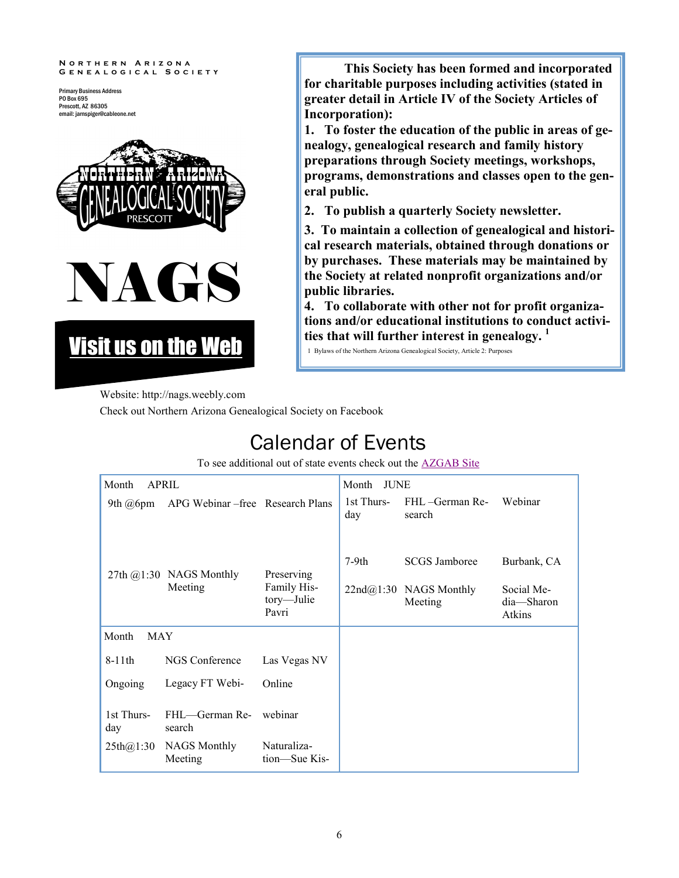NORTHERN ARIZONA GENEALOGICAL SOCIETY

Primary Business Address
PO Box 695
Prescott, AZ 86305
email: jarnspiger@cableone.net

NORTHERN ARIZONA GENEALOGICAL SOCIETY PRESCOTT

# NAGS

## Visit us on the Web

Website: http://nags.weebly.com

Check out Northern Arizona Genealogical Society on Facebook

**This Society has been formed and incorporated for charitable purposes including activities (stated in greater detail in Article IV of the Society Articles of Incorporation):**

**1. To foster the education of the public in areas of genealogy, genealogical research and family history preparations through Society meetings, workshops, programs, demonstrations and classes open to the general public.**

**2. To publish a quarterly Society newsletter.**

**3. To maintain a collection of genealogical and historical research materials, obtained through donations or by purchases. These materials may be maintained by the Society at related nonprofit organizations and/or public libraries.**

**4. To collaborate with other not for profit organizations and/or educational institutions to conduct activities that will further interest in genealogy.** [1]

1 Bylaws of the Northern Arizona Genealogical Society, Article 2: Purposes

# Calendar of Events

To see additional out of state events check out the AZGAB Site

| Month | APRIL | |
|---|---|---|
| 9th @6pm | APG Webinar –free | Research Plans |
| 27th @1:30 | NAGS Monthly Meeting | Preserving Family History—Julie Pavri |

| Month | MAY | |
|---|---|---|
| 8-11th | NGS Conference | Las Vegas NV |
| Ongoing | Legacy FT Webi- | Online |
| 1st Thursday | FHL—German Research | webinar |
| 25th@1:30 | NAGS Monthly Meeting | Naturalization—Sue Kis- |

| Month | JUNE | |
|---|---|---|
| 1st Thursday | FHL –German Research | Webinar |
| 7-9th | SCGS Jamboree | Burbank, CA |
| 22nd@1:30 | NAGS Monthly Meeting | Social Media—Sharon Atkins |